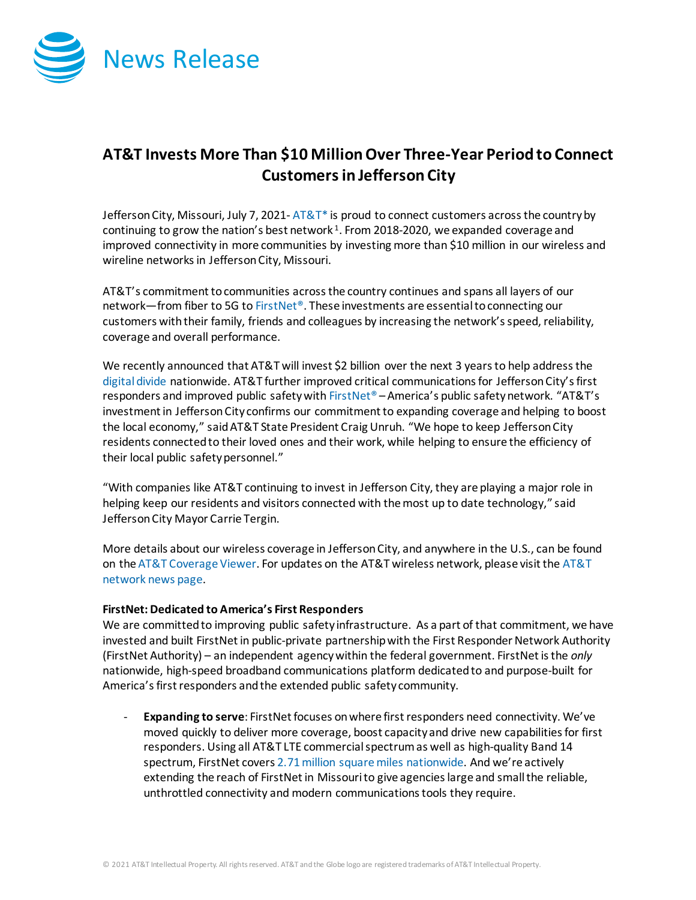# News Release

## AT&T Invests More Than $10 Million Over Three-Year Period to Connect Customers in Jefferson City

Jefferson City, Missouri, July 7, 2021- AT&T* is proud to connect customers across the country by continuing to grow the nation's best network[1]. From 2018-2020, we expanded coverage and improved connectivity in more communities by investing more than $10 million in our wireless and wireline networks in Jefferson City, Missouri.

AT&T's commitment to communities across the country continues and spans all layers of our network—from fiber to 5G to FirstNet®. These investments are essential to connecting our customers with their family, friends and colleagues by increasing the network's speed, reliability, coverage and overall performance.

We recently announced that AT&T will invest $2 billion over the next 3 years to help address the digital divide nationwide. AT&T further improved critical communications for Jefferson City's first responders and improved public safety with FirstNet® – America's public safety network. "AT&T's investment in Jefferson City confirms our commitment to expanding coverage and helping to boost the local economy," said AT&T State President Craig Unruh. "We hope to keep Jefferson City residents connected to their loved ones and their work, while helping to ensure the efficiency of their local public safety personnel."

"With companies like AT&T continuing to invest in Jefferson City, they are playing a major role in helping keep our residents and visitors connected with the most up to date technology," said Jefferson City Mayor Carrie Tergin.

More details about our wireless coverage in Jefferson City, and anywhere in the U.S., can be found on the AT&T Coverage Viewer. For updates on the AT&T wireless network, please visit the AT&T network news page.

**FirstNet: Dedicated to America's First Responders**

We are committed to improving public safety infrastructure. As a part of that commitment, we have invested and built FirstNet in public-private partnership with the First Responder Network Authority (FirstNet Authority) – an independent agency within the federal government. FirstNet is the *only* nationwide, high-speed broadband communications platform dedicated to and purpose-built for America's first responders and the extended public safety community.

- **Expanding to serve**: FirstNet focuses on where first responders need connectivity. We've moved quickly to deliver more coverage, boost capacity and drive new capabilities for first responders. Using all AT&T LTE commercial spectrum as well as high-quality Band 14 spectrum, FirstNet covers 2.71 million square miles nationwide. And we're actively extending the reach of FirstNet in Missouri to give agencies large and small the reliable, unthrottled connectivity and modern communications tools they require.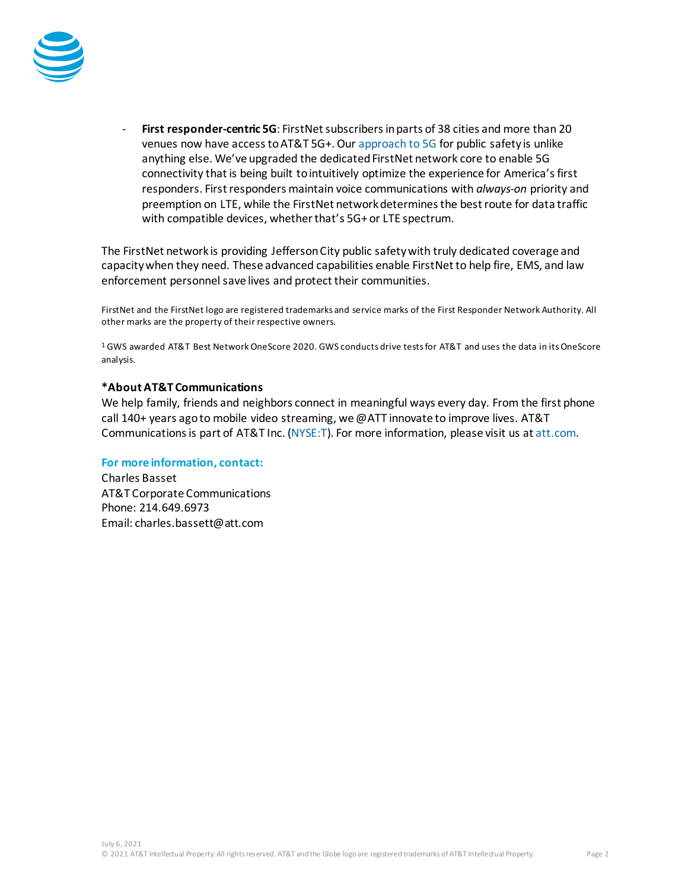- **First responder-centric 5G**: FirstNet subscribers in parts of 38 cities and more than 20 venues now have access to AT&T 5G+. Our approach to 5G for public safety is unlike anything else. We've upgraded the dedicated FirstNet network core to enable 5G connectivity that is being built to intuitively optimize the experience for America's first responders. First responders maintain voice communications with *always-on* priority and preemption on LTE, while the FirstNet network determines the best route for data traffic with compatible devices, whether that's 5G+ or LTE spectrum.

The FirstNet network is providing Jefferson City public safety with truly dedicated coverage and capacity when they need. These advanced capabilities enable FirstNet to help fire, EMS, and law enforcement personnel save lives and protect their communities.

FirstNet and the FirstNet logo are registered trademarks and service marks of the First Responder Network Authority. All other marks are the property of their respective owners.

[1] GWS awarded AT&T Best Network OneScore 2020. GWS conducts drive tests for AT&T and uses the data in its OneScore analysis.

**\*About AT&T Communications**
We help family, friends and neighbors connect in meaningful ways every day. From the first phone call 140+ years ago to mobile video streaming, we @ATT innovate to improve lives. AT&T Communications is part of AT&T Inc. (NYSE:T). For more information, please visit us at att.com.

**For more information, contact:**
Charles Basset
AT&T Corporate Communications
Phone: 214.649.6973
Email: charles.bassett@att.com